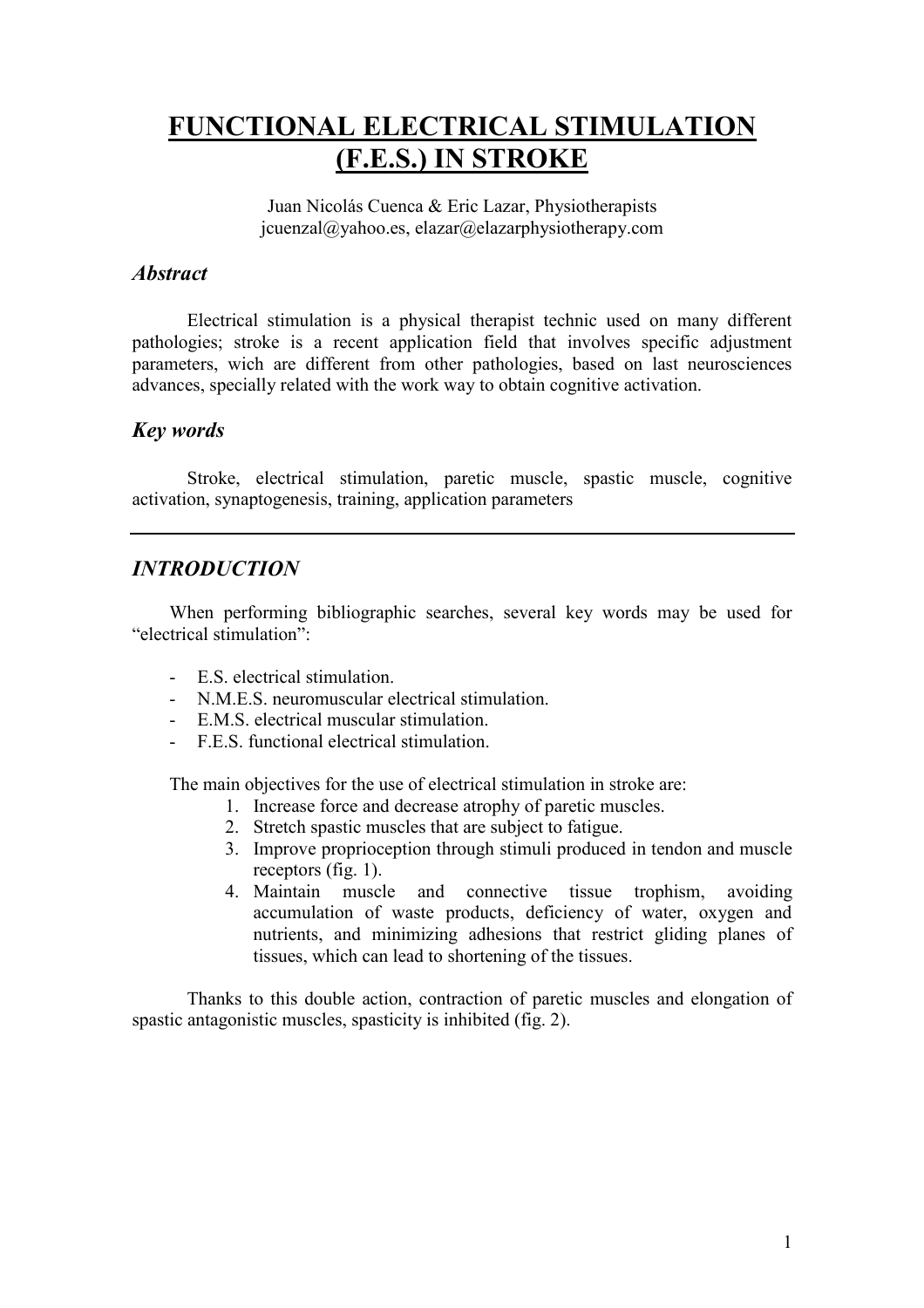# FUNCTIONAL ELECTRICAL STIMULATION (F.E.S.) IN STROKE

Juan Nicolás Cuenca & Eric Lazar, Physiotherapists
jcuenzal@yahoo.es, elazar@elazarphysiotherapy.com

## *Abstract*

Electrical stimulation is a physical therapist technic used on many different pathologies; stroke is a recent application field that involves specific adjustment parameters, wich are different from other pathologies, based on last neurosciences advances, specially related with the work way to obtain cognitive activation.

## *Key words*

Stroke, electrical stimulation, paretic muscle, spastic muscle, cognitive activation, synaptogenesis, training, application parameters

---

## *INTRODUCTION*

When performing bibliographic searches, several key words may be used for "electrical stimulation":

- E.S. electrical stimulation.
- N.M.E.S. neuromuscular electrical stimulation.
- E.M.S. electrical muscular stimulation.
- F.E.S. functional electrical stimulation.

The main objectives for the use of electrical stimulation in stroke are:

1. Increase force and decrease atrophy of paretic muscles.
2. Stretch spastic muscles that are subject to fatigue.
3. Improve proprioception through stimuli produced in tendon and muscle receptors (fig. 1).
4. Maintain muscle and connective tissue trophism, avoiding accumulation of waste products, deficiency of water, oxygen and nutrients, and minimizing adhesions that restrict gliding planes of tissues, which can lead to shortening of the tissues.

Thanks to this double action, contraction of paretic muscles and elongation of spastic antagonistic muscles, spasticity is inhibited (fig. 2).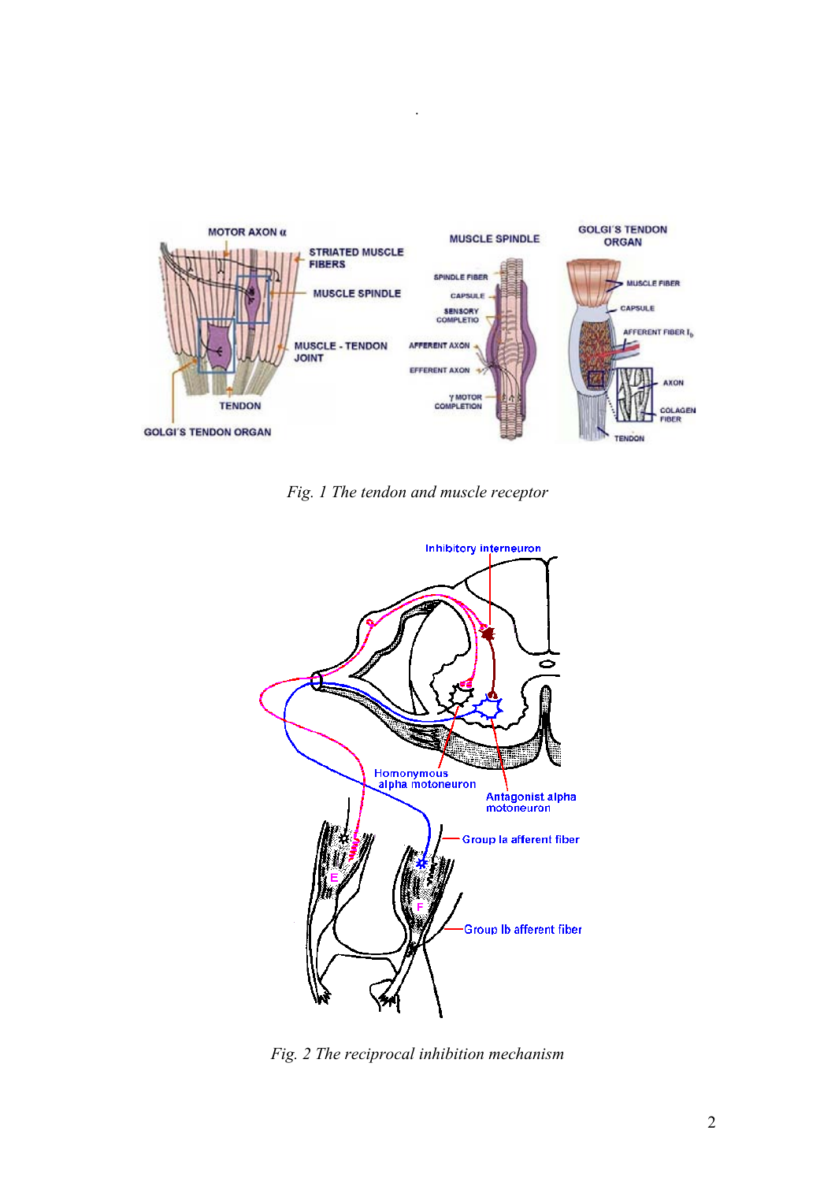*Fig. 1 The tendon and muscle receptor*

*Fig. 2 The reciprocal inhibition mechanism*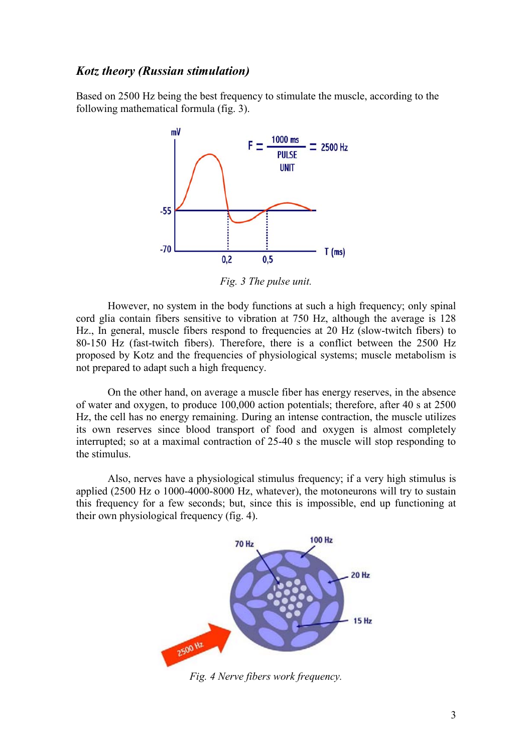### *Kotz theory (Russian stimulation)*

Based on 2500 Hz being the best frequency to stimulate the muscle, according to the following mathematical formula (fig. 3).

*Fig. 3 The pulse unit.*

However, no system in the body functions at such a high frequency; only spinal cord glia contain fibers sensitive to vibration at 750 Hz, although the average is 128 Hz., In general, muscle fibers respond to frequencies at 20 Hz (slow-twitch fibers) to 80-150 Hz (fast-twitch fibers). Therefore, there is a conflict between the 2500 Hz proposed by Kotz and the frequencies of physiological systems; muscle metabolism is not prepared to adapt such a high frequency.

On the other hand, on average a muscle fiber has energy reserves, in the absence of water and oxygen, to produce 100,000 action potentials; therefore, after 40 s at 2500 Hz, the cell has no energy remaining. During an intense contraction, the muscle utilizes its own reserves since blood transport of food and oxygen is almost completely interrupted; so at a maximal contraction of 25-40 s the muscle will stop responding to the stimulus.

Also, nerves have a physiological stimulus frequency; if a very high stimulus is applied (2500 Hz o 1000-4000-8000 Hz, whatever), the motoneurons will try to sustain this frequency for a few seconds; but, since this is impossible, end up functioning at their own physiological frequency (fig. 4).

*Fig. 4 Nerve fibers work frequency.*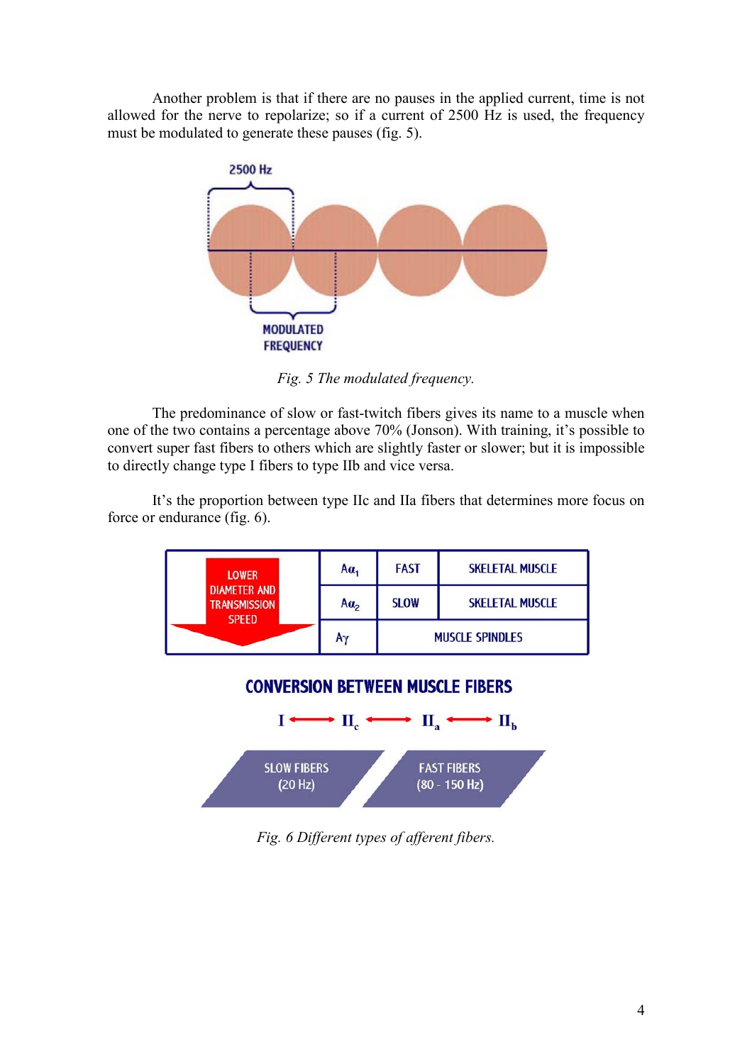Another problem is that if there are no pauses in the applied current, time is not allowed for the nerve to repolarize; so if a current of 2500 Hz is used, the frequency must be modulated to generate these pauses (fig. 5).

*Fig. 5 The modulated frequency.*

The predominance of slow or fast-twitch fibers gives its name to a muscle when one of the two contains a percentage above 70% (Jonson). With training, it's possible to convert super fast fibers to others which are slightly faster or slower; but it is impossible to directly change type I fibers to type IIb and vice versa.

It's the proportion between type IIc and IIa fibers that determines more focus on force or endurance (fig. 6).

| LOWER DIAMETER AND TRANSMISSION SPEED | | | |
|---|---|---|---|
| | $A\alpha_1$ | FAST | SKELETAL MUSCLE |
| | $A\alpha_2$ | SLOW | SKELETAL MUSCLE |
| | $A\gamma$ | MUSCLE SPINDLES | |

**CONVERSION BETWEEN MUSCLE FIBERS**

$I \leftrightarrow II_c \leftrightarrow II_a \leftrightarrow II_b$

SLOW FIBERS (20 Hz) — FAST FIBERS (80 - 150 Hz)

*Fig. 6 Different types of afferent fibers.*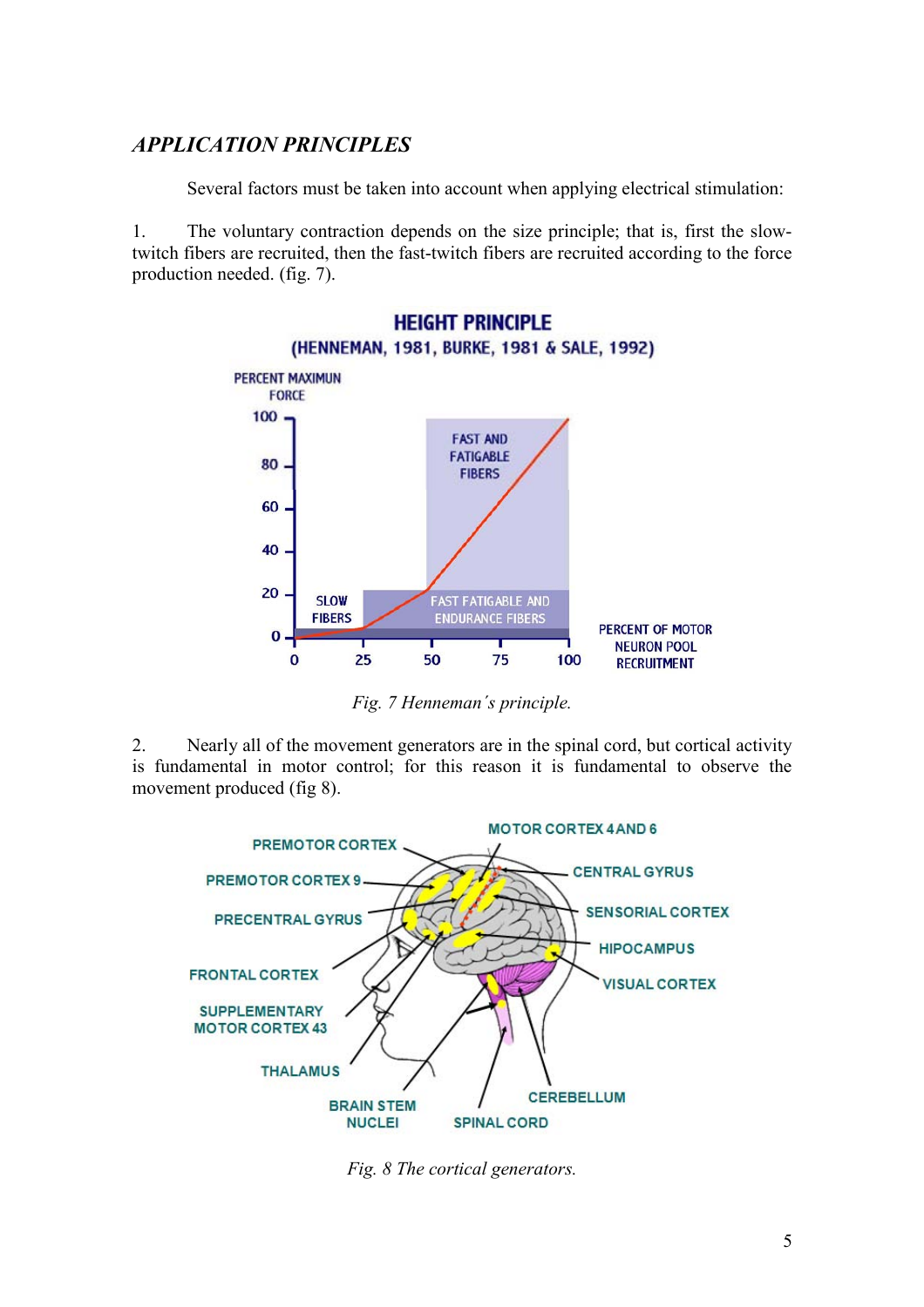## *APPLICATION PRINCIPLES*

Several factors must be taken into account when applying electrical stimulation:

1. The voluntary contraction depends on the size principle; that is, first the slow-twitch fibers are recruited, then the fast-twitch fibers are recruited according to the force production needed. (fig. 7).

*Fig. 7 Henneman´s principle.*

2. Nearly all of the movement generators are in the spinal cord, but cortical activity is fundamental in motor control; for this reason it is fundamental to observe the movement produced (fig 8).

*Fig. 8 The cortical generators.*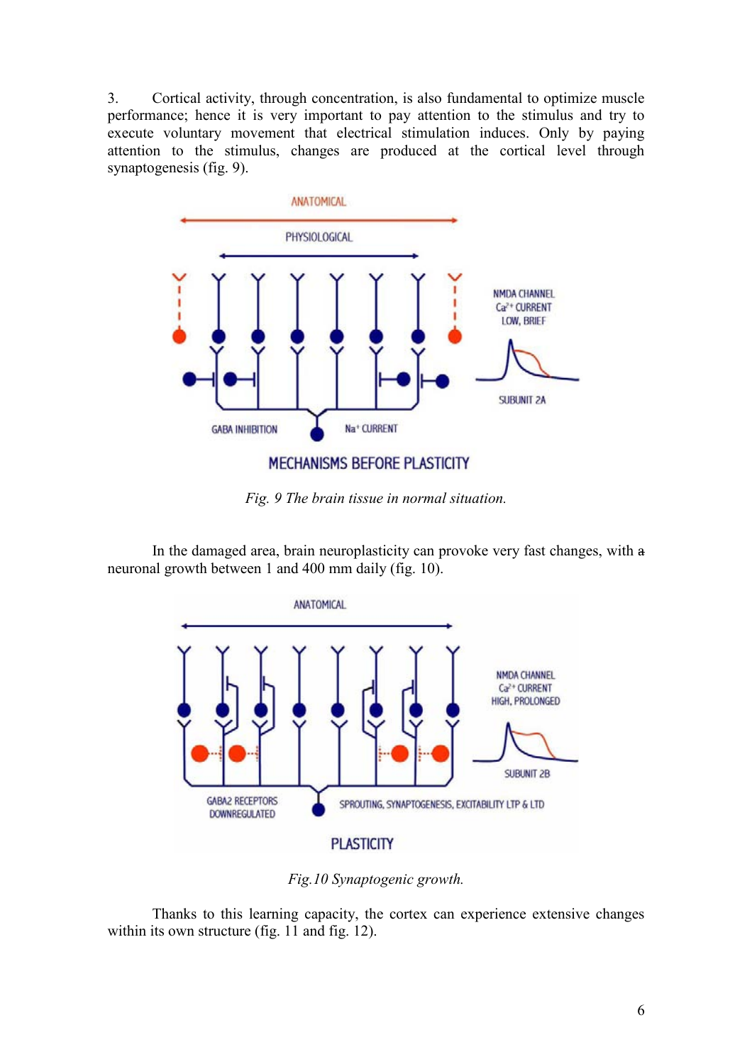3. Cortical activity, through concentration, is also fundamental to optimize muscle performance; hence it is very important to pay attention to the stimulus and try to execute voluntary movement that electrical stimulation induces. Only by paying attention to the stimulus, changes are produced at the cortical level through synaptogenesis (fig. 9).

*Fig. 9 The brain tissue in normal situation.*

In the damaged area, brain neuroplasticity can provoke very fast changes, with a neuronal growth between 1 and 400 mm daily (fig. 10).

*Fig.10 Synaptogenic growth.*

Thanks to this learning capacity, the cortex can experience extensive changes within its own structure (fig. 11 and fig. 12).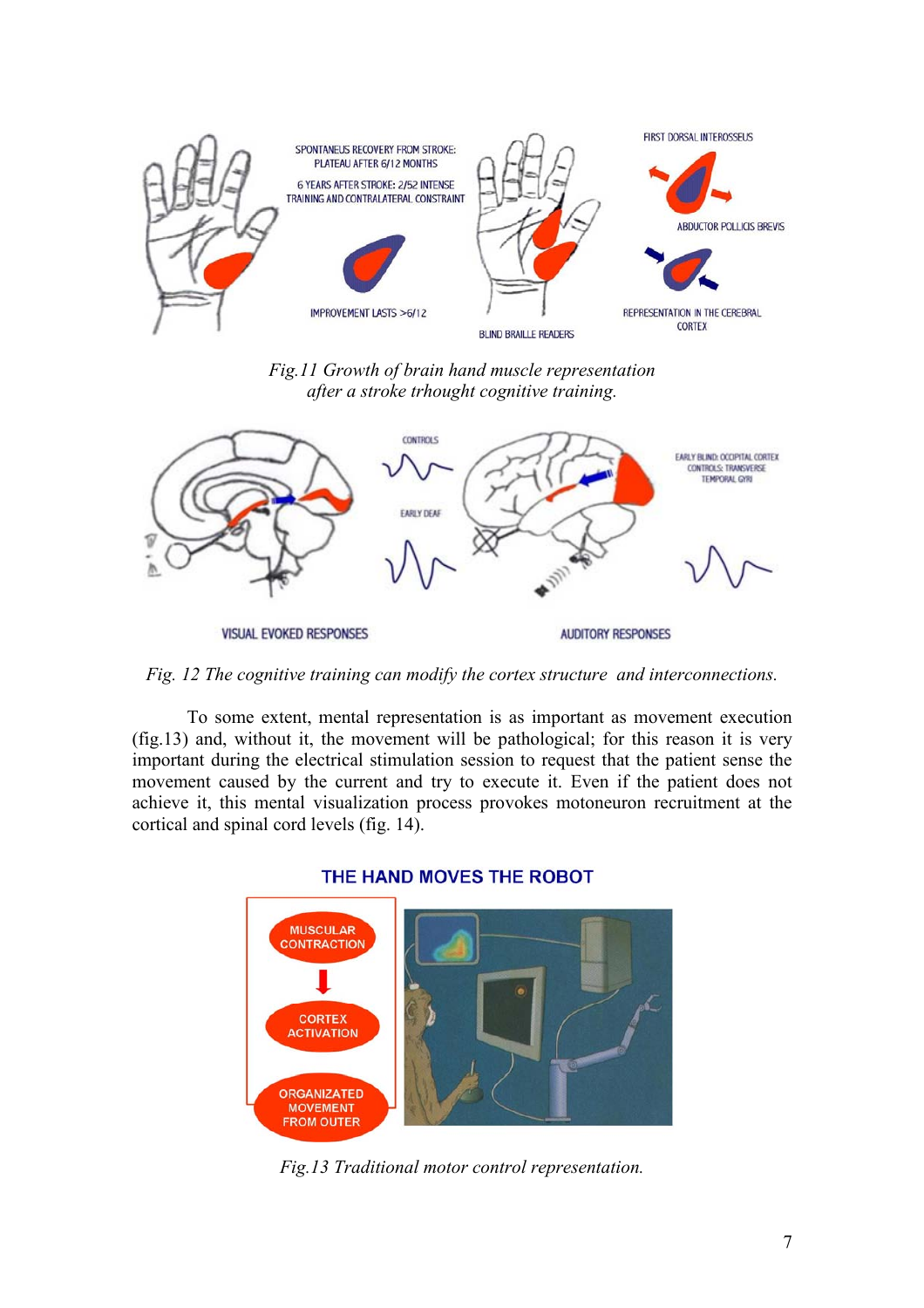*Fig.11 Growth of brain hand muscle representation after a stroke trhought cognitive training.*

*Fig. 12 The cognitive training can modify the cortex structure and interconnections.*

To some extent, mental representation is as important as movement execution (fig.13) and, without it, the movement will be pathological; for this reason it is very important during the electrical stimulation session to request that the patient sense the movement caused by the current and try to execute it. Even if the patient does not achieve it, this mental visualization process provokes motoneuron recruitment at the cortical and spinal cord levels (fig. 14).

*Fig.13 Traditional motor control representation.*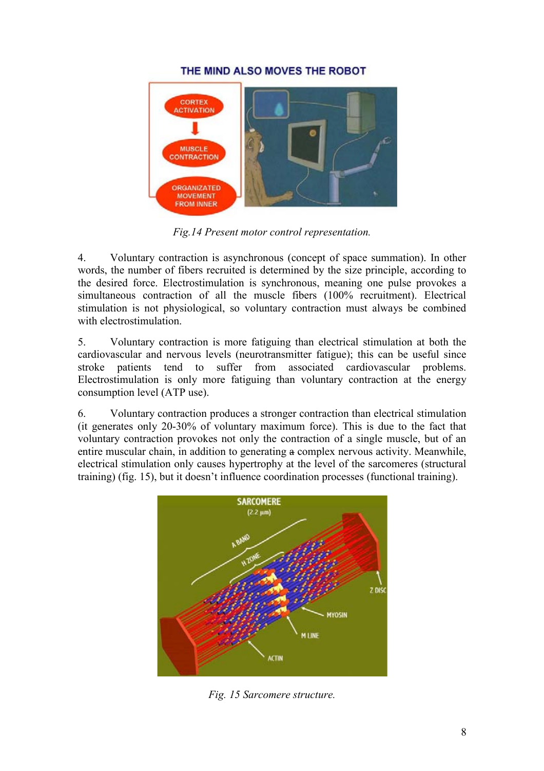*Fig.14 Present motor control representation.*

4. Voluntary contraction is asynchronous (concept of space summation). In other words, the number of fibers recruited is determined by the size principle, according to the desired force. Electrostimulation is synchronous, meaning one pulse provokes a simultaneous contraction of all the muscle fibers (100% recruitment). Electrical stimulation is not physiological, so voluntary contraction must always be combined with electrostimulation.

5. Voluntary contraction is more fatiguing than electrical stimulation at both the cardiovascular and nervous levels (neurotransmitter fatigue); this can be useful since stroke patients tend to suffer from associated cardiovascular problems. Electrostimulation is only more fatiguing than voluntary contraction at the energy consumption level (ATP use).

6. Voluntary contraction produces a stronger contraction than electrical stimulation (it generates only 20-30% of voluntary maximum force). This is due to the fact that voluntary contraction provokes not only the contraction of a single muscle, but of an entire muscular chain, in addition to generating ~~a~~ complex nervous activity. Meanwhile, electrical stimulation only causes hypertrophy at the level of the sarcomeres (structural training) (fig. 15), but it doesn't influence coordination processes (functional training).

*Fig. 15 Sarcomere structure.*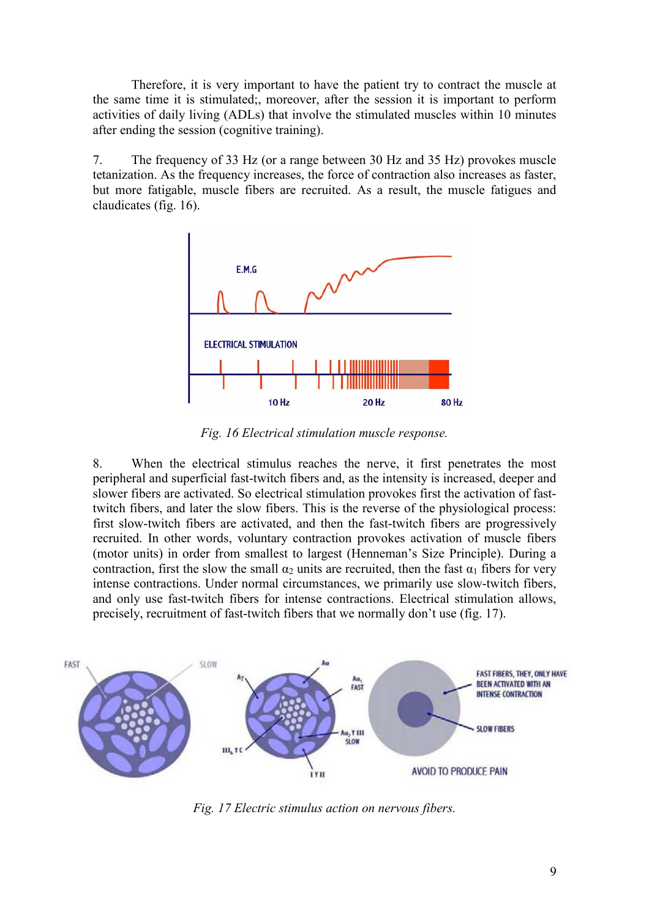Therefore, it is very important to have the patient try to contract the muscle at the same time it is stimulated;, moreover, after the session it is important to perform activities of daily living (ADLs) that involve the stimulated muscles within 10 minutes after ending the session (cognitive training).

7. The frequency of 33 Hz (or a range between 30 Hz and 35 Hz) provokes muscle tetanization. As the frequency increases, the force of contraction also increases as faster, but more fatigable, muscle fibers are recruited. As a result, the muscle fatigues and claudicates (fig. 16).

*Fig. 16 Electrical stimulation muscle response.*

8. When the electrical stimulus reaches the nerve, it first penetrates the most peripheral and superficial fast-twitch fibers and, as the intensity is increased, deeper and slower fibers are activated. So electrical stimulation provokes first the activation of fast-twitch fibers, and later the slow fibers. This is the reverse of the physiological process: first slow-twitch fibers are activated, and then the fast-twitch fibers are progressively recruited. In other words, voluntary contraction provokes activation of muscle fibers (motor units) in order from smallest to largest (Henneman's Size Principle). During a contraction, first the slow the small $\alpha_2$ units are recruited, then the fast $\alpha_1$ fibers for very intense contractions. Under normal circumstances, we primarily use slow-twitch fibers, and only use fast-twitch fibers for intense contractions. Electrical stimulation allows, precisely, recruitment of fast-twitch fibers that we normally don't use (fig. 17).

*Fig. 17 Electric stimulus action on nervous fibers.*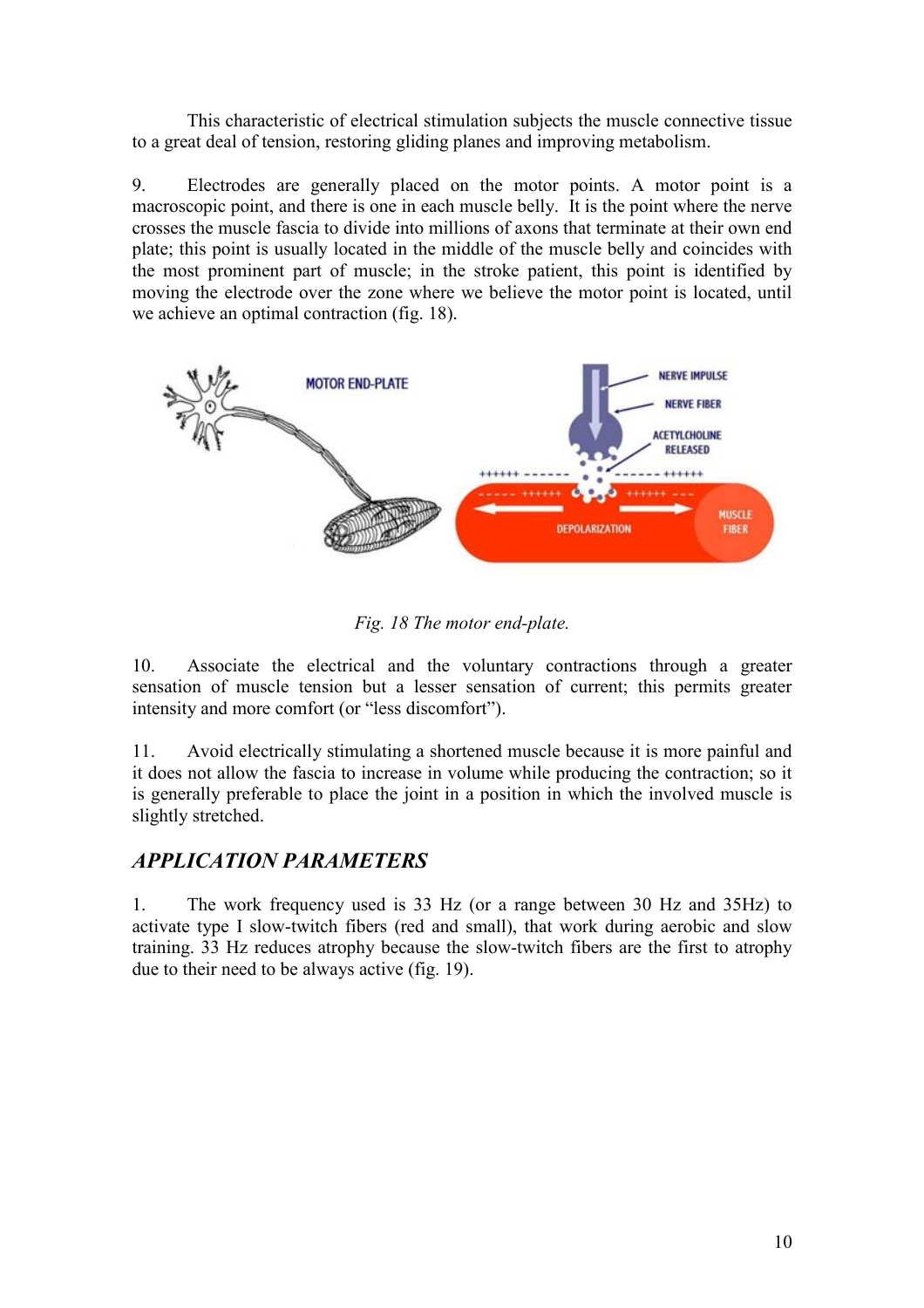This characteristic of electrical stimulation subjects the muscle connective tissue to a great deal of tension, restoring gliding planes and improving metabolism.

9. Electrodes are generally placed on the motor points. A motor point is a macroscopic point, and there is one in each muscle belly. It is the point where the nerve crosses the muscle fascia to divide into millions of axons that terminate at their own end plate; this point is usually located in the middle of the muscle belly and coincides with the most prominent part of muscle; in the stroke patient, this point is identified by moving the electrode over the zone where we believe the motor point is located, until we achieve an optimal contraction (fig. 18).

*Fig. 18 The motor end-plate.*

10. Associate the electrical and the voluntary contractions through a greater sensation of muscle tension but a lesser sensation of current; this permits greater intensity and more comfort (or "less discomfort").

11. Avoid electrically stimulating a shortened muscle because it is more painful and it does not allow the fascia to increase in volume while producing the contraction; so it is generally preferable to place the joint in a position in which the involved muscle is slightly stretched.

## *APPLICATION PARAMETERS*

1. The work frequency used is 33 Hz (or a range between 30 Hz and 35Hz) to activate type I slow-twitch fibers (red and small), that work during aerobic and slow training. 33 Hz reduces atrophy because the slow-twitch fibers are the first to atrophy due to their need to be always active (fig. 19).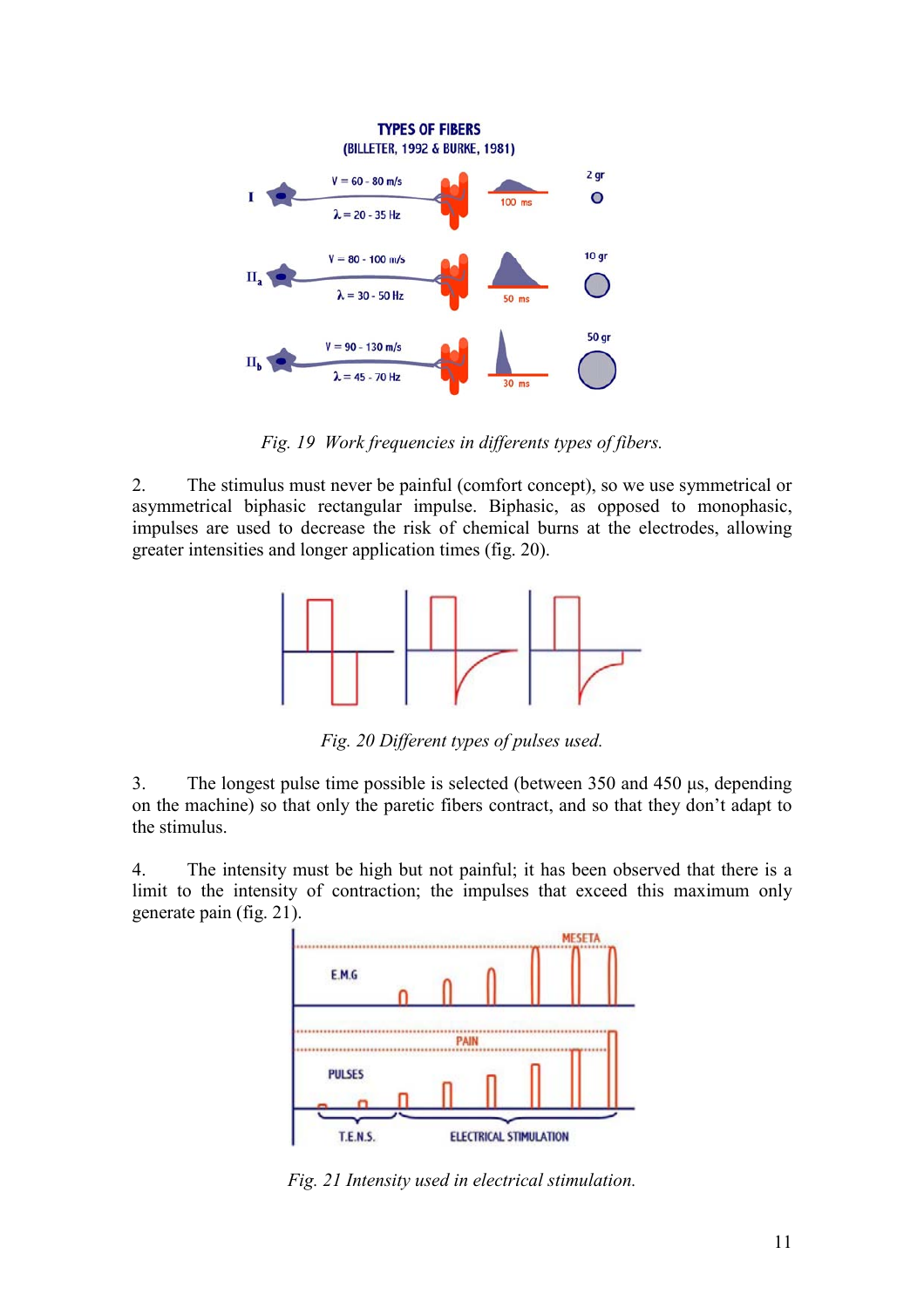*Fig. 19 Work frequencies in differents types of fibers.*

2. The stimulus must never be painful (comfort concept), so we use symmetrical or asymmetrical biphasic rectangular impulse. Biphasic, as opposed to monophasic, impulses are used to decrease the risk of chemical burns at the electrodes, allowing greater intensities and longer application times (fig. 20).

*Fig. 20 Different types of pulses used.*

3. The longest pulse time possible is selected (between 350 and 450 µs, depending on the machine) so that only the paretic fibers contract, and so that they don't adapt to the stimulus.

4. The intensity must be high but not painful; it has been observed that there is a limit to the intensity of contraction; the impulses that exceed this maximum only generate pain (fig. 21).

*Fig. 21 Intensity used in electrical stimulation.*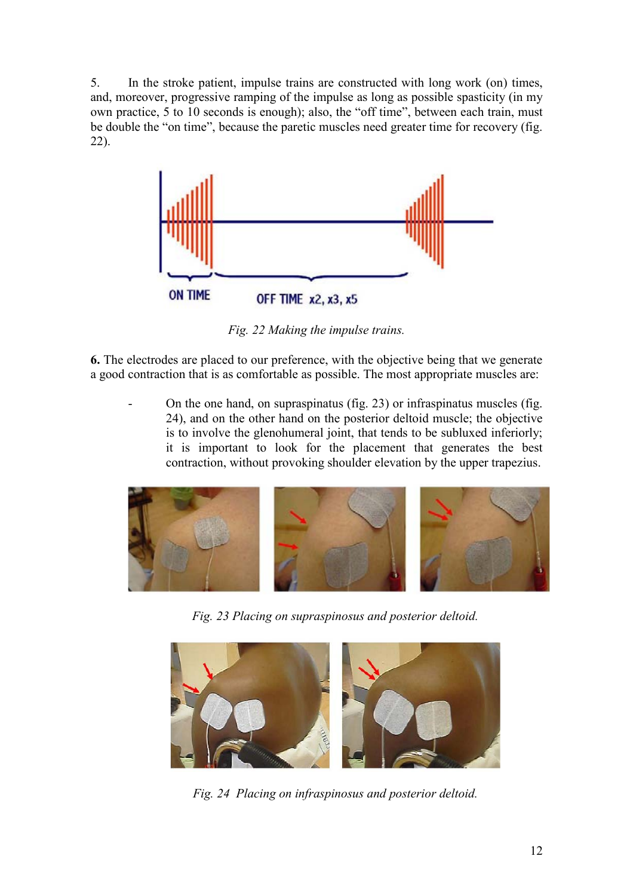5. In the stroke patient, impulse trains are constructed with long work (on) times, and, moreover, progressive ramping of the impulse as long as possible spasticity (in my own practice, 5 to 10 seconds is enough); also, the "off time", between each train, must be double the "on time", because the paretic muscles need greater time for recovery (fig. 22).

*Fig. 22 Making the impulse trains.*

**6.** The electrodes are placed to our preference, with the objective being that we generate a good contraction that is as comfortable as possible. The most appropriate muscles are:

- On the one hand, on supraspinatus (fig. 23) or infraspinatus muscles (fig. 24), and on the other hand on the posterior deltoid muscle; the objective is to involve the glenohumeral joint, that tends to be subluxed inferiorly; it is important to look for the placement that generates the best contraction, without provoking shoulder elevation by the upper trapezius.

*Fig. 23 Placing on supraspinosus and posterior deltoid.*

*Fig. 24 Placing on infraspinosus and posterior deltoid.*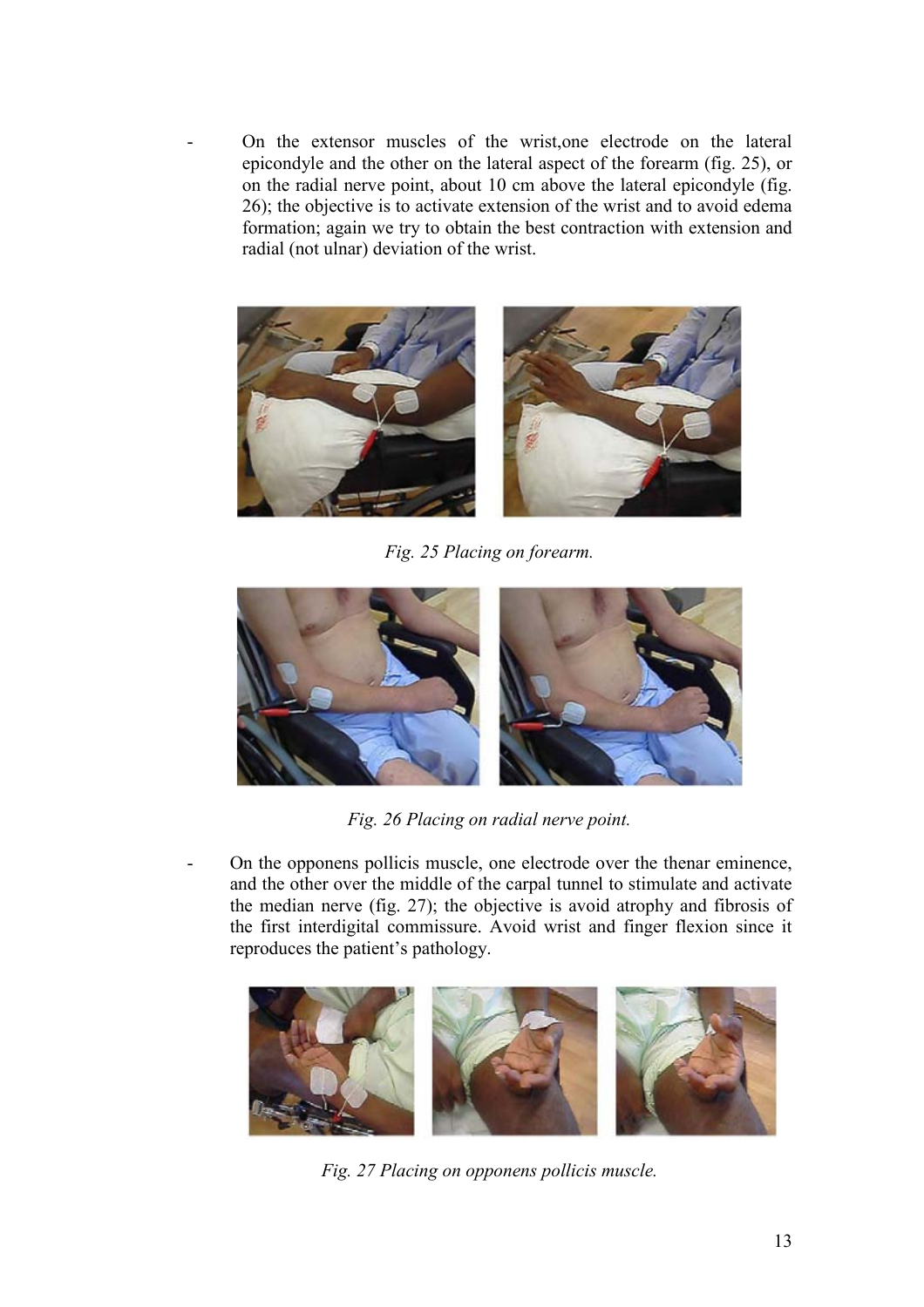- On the extensor muscles of the wrist,one electrode on the lateral epicondyle and the other on the lateral aspect of the forearm (fig. 25), or on the radial nerve point, about 10 cm above the lateral epicondyle (fig. 26); the objective is to activate extension of the wrist and to avoid edema formation; again we try to obtain the best contraction with extension and radial (not ulnar) deviation of the wrist.

*Fig. 25 Placing on forearm.*

*Fig. 26 Placing on radial nerve point.*

- On the opponens pollicis muscle, one electrode over the thenar eminence, and the other over the middle of the carpal tunnel to stimulate and activate the median nerve (fig. 27); the objective is avoid atrophy and fibrosis of the first interdigital commissure. Avoid wrist and finger flexion since it reproduces the patient's pathology.

*Fig. 27 Placing on opponens pollicis muscle.*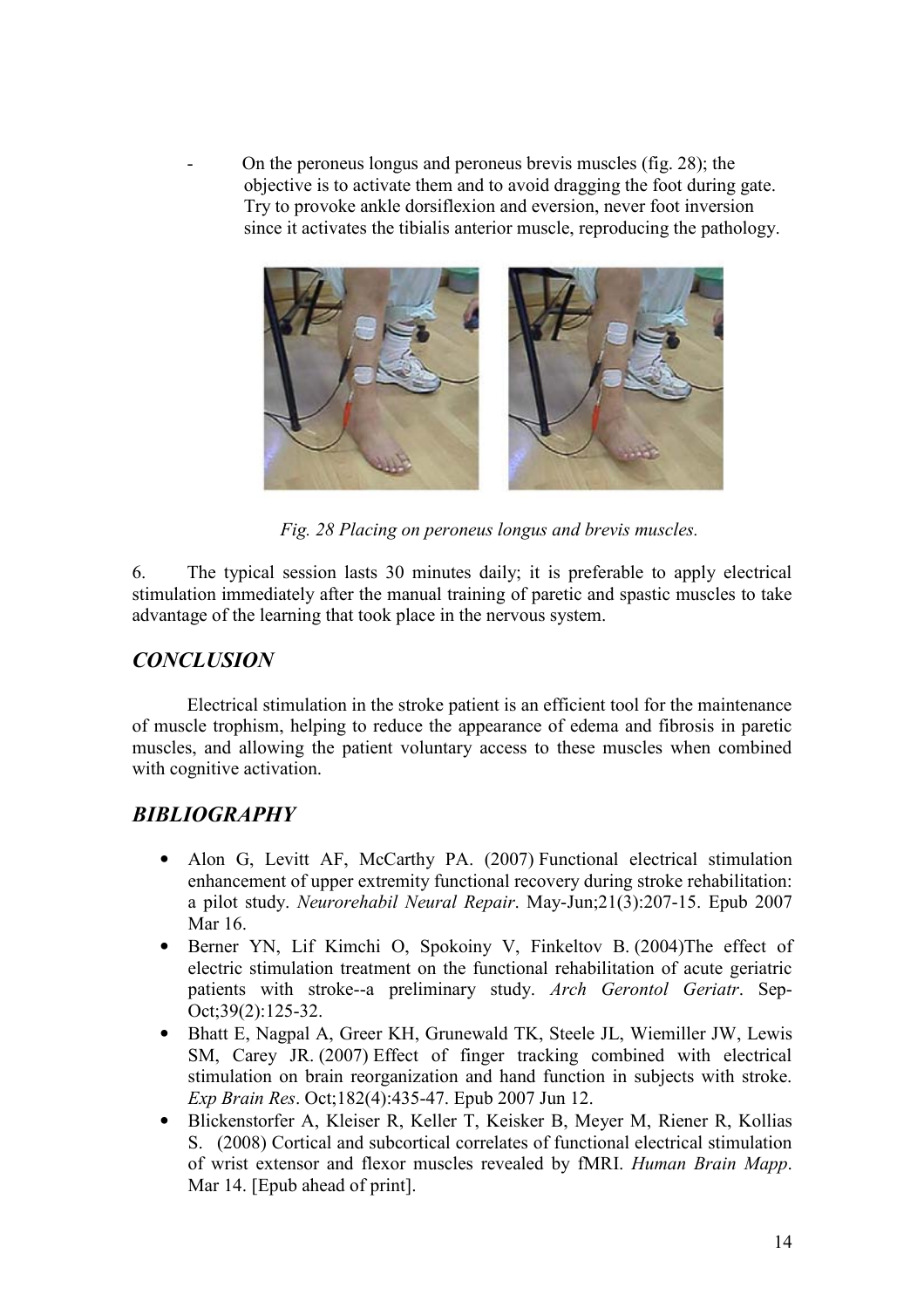- On the peroneus longus and peroneus brevis muscles (fig. 28); the objective is to activate them and to avoid dragging the foot during gate. Try to provoke ankle dorsiflexion and eversion, never foot inversion since it activates the tibialis anterior muscle, reproducing the pathology.

*Fig. 28 Placing on peroneus longus and brevis muscles.*

6. The typical session lasts 30 minutes daily; it is preferable to apply electrical stimulation immediately after the manual training of paretic and spastic muscles to take advantage of the learning that took place in the nervous system.

## *CONCLUSION*

Electrical stimulation in the stroke patient is an efficient tool for the maintenance of muscle trophism, helping to reduce the appearance of edema and fibrosis in paretic muscles, and allowing the patient voluntary access to these muscles when combined with cognitive activation.

## *BIBLIOGRAPHY*

- Alon G, Levitt AF, McCarthy PA. (2007) Functional electrical stimulation enhancement of upper extremity functional recovery during stroke rehabilitation: a pilot study. *Neurorehabil Neural Repair*. May-Jun;21(3):207-15. Epub 2007 Mar 16.
- Berner YN, Lif Kimchi O, Spokoiny V, Finkeltov B. (2004)The effect of electric stimulation treatment on the functional rehabilitation of acute geriatric patients with stroke--a preliminary study. *Arch Gerontol Geriatr*. Sep-Oct;39(2):125-32.
- Bhatt E, Nagpal A, Greer KH, Grunewald TK, Steele JL, Wiemiller JW, Lewis SM, Carey JR. (2007) Effect of finger tracking combined with electrical stimulation on brain reorganization and hand function in subjects with stroke. *Exp Brain Res*. Oct;182(4):435-47. Epub 2007 Jun 12.
- Blickenstorfer A, Kleiser R, Keller T, Keisker B, Meyer M, Riener R, Kollias S. (2008) Cortical and subcortical correlates of functional electrical stimulation of wrist extensor and flexor muscles revealed by fMRI. *Human Brain Mapp*. Mar 14. [Epub ahead of print].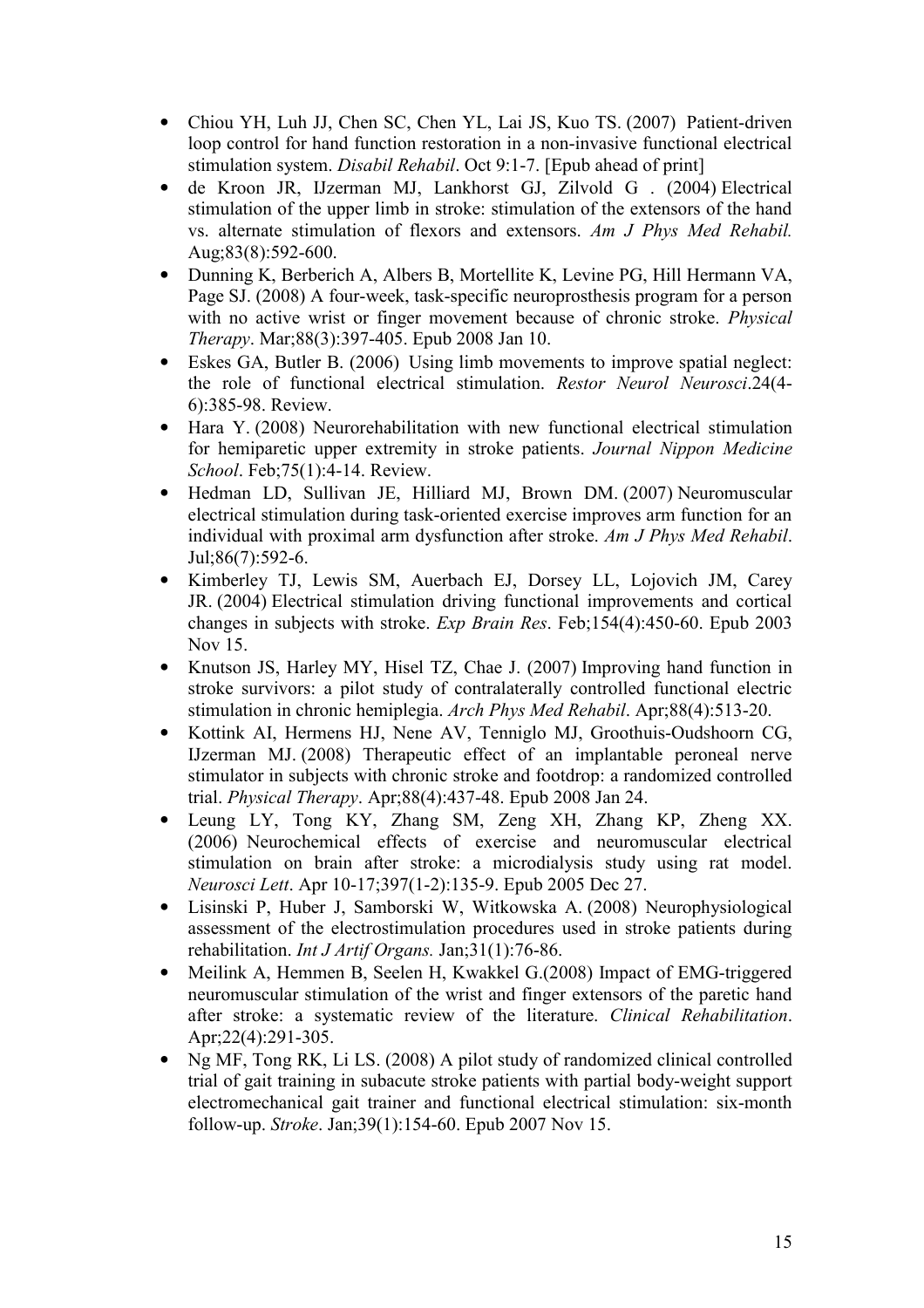- Chiou YH, Luh JJ, Chen SC, Chen YL, Lai JS, Kuo TS. (2007) Patient-driven loop control for hand function restoration in a non-invasive functional electrical stimulation system. *Disabil Rehabil*. Oct 9:1-7. [Epub ahead of print]
- de Kroon JR, IJzerman MJ, Lankhorst GJ, Zilvold G . (2004) Electrical stimulation of the upper limb in stroke: stimulation of the extensors of the hand vs. alternate stimulation of flexors and extensors. *Am J Phys Med Rehabil.* Aug;83(8):592-600.
- Dunning K, Berberich A, Albers B, Mortellite K, Levine PG, Hill Hermann VA, Page SJ. (2008) A four-week, task-specific neuroprosthesis program for a person with no active wrist or finger movement because of chronic stroke. *Physical Therapy*. Mar;88(3):397-405. Epub 2008 Jan 10.
- Eskes GA, Butler B. (2006) Using limb movements to improve spatial neglect: the role of functional electrical stimulation. *Restor Neurol Neurosci*.24(4-6):385-98. Review.
- Hara Y. (2008) Neurorehabilitation with new functional electrical stimulation for hemiparetic upper extremity in stroke patients. *Journal Nippon Medicine School*. Feb;75(1):4-14. Review.
- Hedman LD, Sullivan JE, Hilliard MJ, Brown DM. (2007) Neuromuscular electrical stimulation during task-oriented exercise improves arm function for an individual with proximal arm dysfunction after stroke. *Am J Phys Med Rehabil*. Jul;86(7):592-6.
- Kimberley TJ, Lewis SM, Auerbach EJ, Dorsey LL, Lojovich JM, Carey JR. (2004) Electrical stimulation driving functional improvements and cortical changes in subjects with stroke. *Exp Brain Res*. Feb;154(4):450-60. Epub 2003 Nov 15.
- Knutson JS, Harley MY, Hisel TZ, Chae J. (2007) Improving hand function in stroke survivors: a pilot study of contralaterally controlled functional electric stimulation in chronic hemiplegia. *Arch Phys Med Rehabil*. Apr;88(4):513-20.
- Kottink AI, Hermens HJ, Nene AV, Tenniglo MJ, Groothuis-Oudshoorn CG, IJzerman MJ. (2008) Therapeutic effect of an implantable peroneal nerve stimulator in subjects with chronic stroke and footdrop: a randomized controlled trial. *Physical Therapy*. Apr;88(4):437-48. Epub 2008 Jan 24.
- Leung LY, Tong KY, Zhang SM, Zeng XH, Zhang KP, Zheng XX. (2006) Neurochemical effects of exercise and neuromuscular electrical stimulation on brain after stroke: a microdialysis study using rat model. *Neurosci Lett*. Apr 10-17;397(1-2):135-9. Epub 2005 Dec 27.
- Lisinski P, Huber J, Samborski W, Witkowska A. (2008) Neurophysiological assessment of the electrostimulation procedures used in stroke patients during rehabilitation. *Int J Artif Organs.* Jan;31(1):76-86.
- Meilink A, Hemmen B, Seelen H, Kwakkel G.(2008) Impact of EMG-triggered neuromuscular stimulation of the wrist and finger extensors of the paretic hand after stroke: a systematic review of the literature. *Clinical Rehabilitation*. Apr;22(4):291-305.
- Ng MF, Tong RK, Li LS. (2008) A pilot study of randomized clinical controlled trial of gait training in subacute stroke patients with partial body-weight support electromechanical gait trainer and functional electrical stimulation: six-month follow-up. *Stroke*. Jan;39(1):154-60. Epub 2007 Nov 15.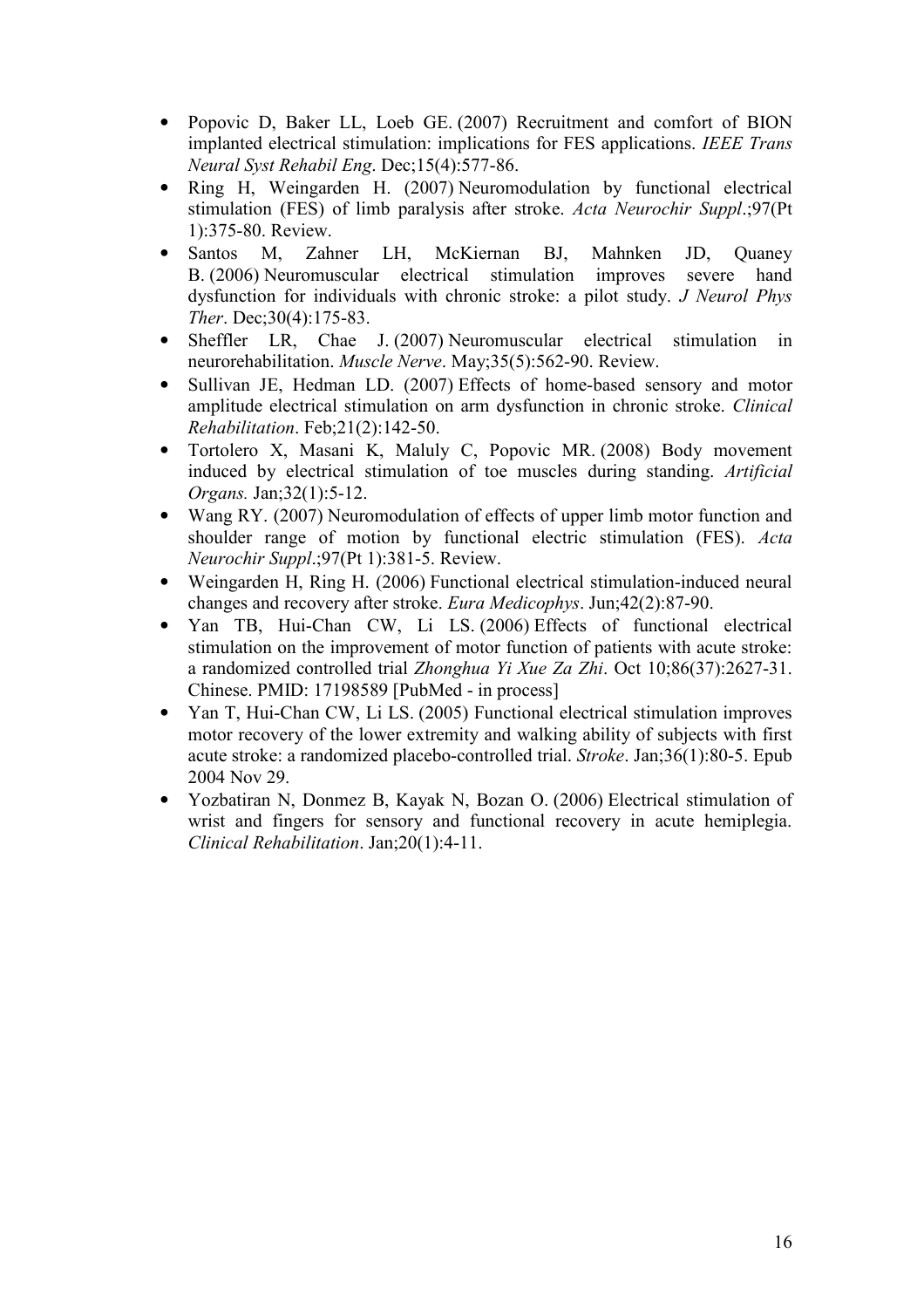- Popovic D, Baker LL, Loeb GE. (2007) Recruitment and comfort of BION implanted electrical stimulation: implications for FES applications. *IEEE Trans Neural Syst Rehabil Eng*. Dec;15(4):577-86.
- Ring H, Weingarden H. (2007) Neuromodulation by functional electrical stimulation (FES) of limb paralysis after stroke. *Acta Neurochir Suppl*.;97(Pt 1):375-80. Review.
- Santos M, Zahner LH, McKiernan BJ, Mahnken JD, Quaney B. (2006) Neuromuscular electrical stimulation improves severe hand dysfunction for individuals with chronic stroke: a pilot study. *J Neurol Phys Ther*. Dec;30(4):175-83.
- Sheffler LR, Chae J. (2007) Neuromuscular electrical stimulation in neurorehabilitation. *Muscle Nerve*. May;35(5):562-90. Review.
- Sullivan JE, Hedman LD. (2007) Effects of home-based sensory and motor amplitude electrical stimulation on arm dysfunction in chronic stroke. *Clinical Rehabilitation*. Feb;21(2):142-50.
- Tortolero X, Masani K, Maluly C, Popovic MR. (2008) Body movement induced by electrical stimulation of toe muscles during standing. *Artificial Organs.* Jan;32(1):5-12.
- Wang RY. (2007) Neuromodulation of effects of upper limb motor function and shoulder range of motion by functional electric stimulation (FES). *Acta Neurochir Suppl*.;97(Pt 1):381-5. Review.
- Weingarden H, Ring H. (2006) Functional electrical stimulation-induced neural changes and recovery after stroke. *Eura Medicophys*. Jun;42(2):87-90.
- Yan TB, Hui-Chan CW, Li LS. (2006) Effects of functional electrical stimulation on the improvement of motor function of patients with acute stroke: a randomized controlled trial *Zhonghua Yi Xue Za Zhi*. Oct 10;86(37):2627-31. Chinese. PMID: 17198589 [PubMed - in process]
- Yan T, Hui-Chan CW, Li LS. (2005) Functional electrical stimulation improves motor recovery of the lower extremity and walking ability of subjects with first acute stroke: a randomized placebo-controlled trial. *Stroke*. Jan;36(1):80-5. Epub 2004 Nov 29.
- Yozbatiran N, Donmez B, Kayak N, Bozan O. (2006) Electrical stimulation of wrist and fingers for sensory and functional recovery in acute hemiplegia. *Clinical Rehabilitation*. Jan;20(1):4-11.